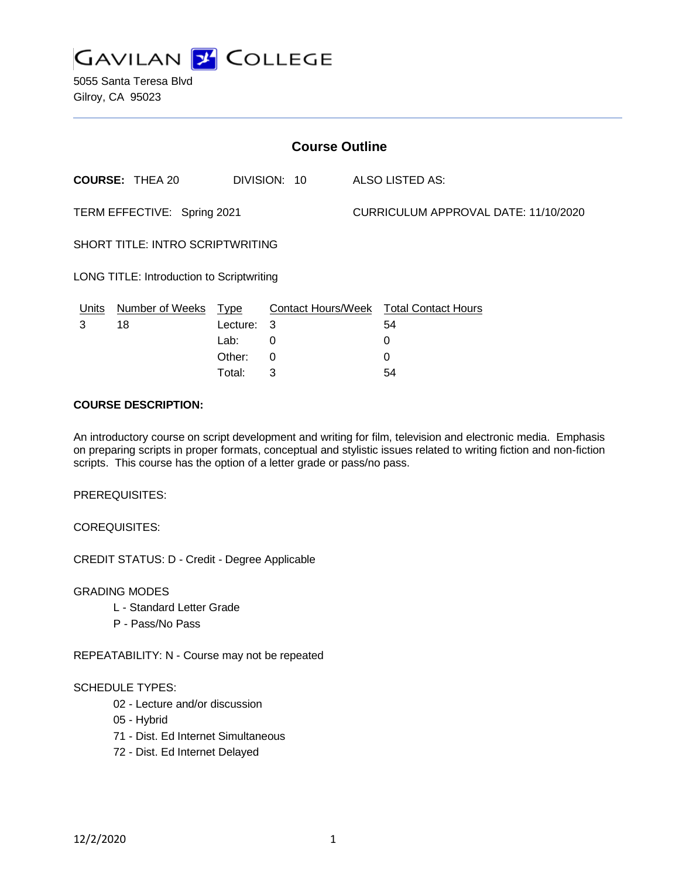GAVILAN COLLEGE

5055 Santa Teresa Blvd
Gilroy, CA 95023

## Course Outline

**COURSE:** THEA 20 DIVISION: 10 ALSO LISTED AS:

TERM EFFECTIVE: Spring 2021 CURRICULUM APPROVAL DATE: 11/10/2020

SHORT TITLE: INTRO SCRIPTWRITING

LONG TITLE: Introduction to Scriptwriting

| Units | Number of Weeks | Type | Contact Hours/Week | Total Contact Hours |
|---|---|---|---|---|
| 3 | 18 | Lecture: | 3 | 54 |
| | | Lab: | 0 | 0 |
| | | Other: | 0 | 0 |
| | | Total: | 3 | 54 |

**COURSE DESCRIPTION:**

An introductory course on script development and writing for film, television and electronic media. Emphasis on preparing scripts in proper formats, conceptual and stylistic issues related to writing fiction and non-fiction scripts. This course has the option of a letter grade or pass/no pass.

PREREQUISITES:

COREQUISITES:

CREDIT STATUS: D - Credit - Degree Applicable

GRADING MODES

- L - Standard Letter Grade
- P - Pass/No Pass

REPEATABILITY: N - Course may not be repeated

SCHEDULE TYPES:

- 02 - Lecture and/or discussion
- 05 - Hybrid
- 71 - Dist. Ed Internet Simultaneous
- 72 - Dist. Ed Internet Delayed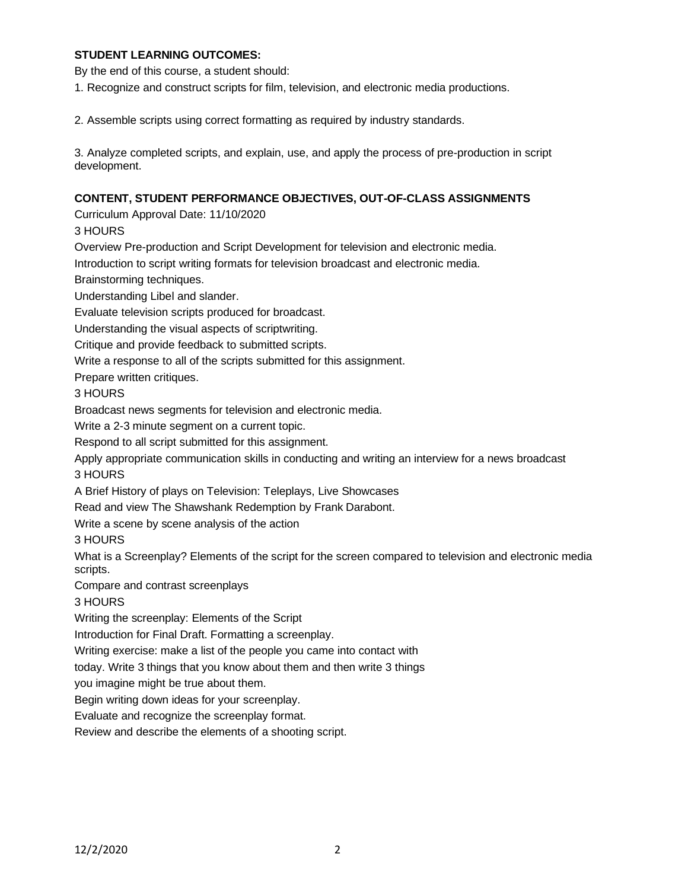**STUDENT LEARNING OUTCOMES:**

By the end of this course, a student should:

1. Recognize and construct scripts for film, television, and electronic media productions.

2. Assemble scripts using correct formatting as required by industry standards.

3. Analyze completed scripts, and explain, use, and apply the process of pre-production in script development.

**CONTENT, STUDENT PERFORMANCE OBJECTIVES, OUT-OF-CLASS ASSIGNMENTS**

Curriculum Approval Date: 11/10/2020

3 HOURS

Overview Pre-production and Script Development for television and electronic media.

Introduction to script writing formats for television broadcast and electronic media.

Brainstorming techniques.

Understanding Libel and slander.

Evaluate television scripts produced for broadcast.

Understanding the visual aspects of scriptwriting.

Critique and provide feedback to submitted scripts.

Write a response to all of the scripts submitted for this assignment.

Prepare written critiques.

3 HOURS

Broadcast news segments for television and electronic media.

Write a 2-3 minute segment on a current topic.

Respond to all script submitted for this assignment.

Apply appropriate communication skills in conducting and writing an interview for a news broadcast

3 HOURS

A Brief History of plays on Television: Teleplays, Live Showcases

Read and view The Shawshank Redemption by Frank Darabont.

Write a scene by scene analysis of the action

3 HOURS

What is a Screenplay? Elements of the script for the screen compared to television and electronic media scripts.

Compare and contrast screenplays

3 HOURS

Writing the screenplay: Elements of the Script

Introduction for Final Draft. Formatting a screenplay.

Writing exercise: make a list of the people you came into contact with today. Write 3 things that you know about them and then write 3 things you imagine might be true about them.

Begin writing down ideas for your screenplay.

Evaluate and recognize the screenplay format.

Review and describe the elements of a shooting script.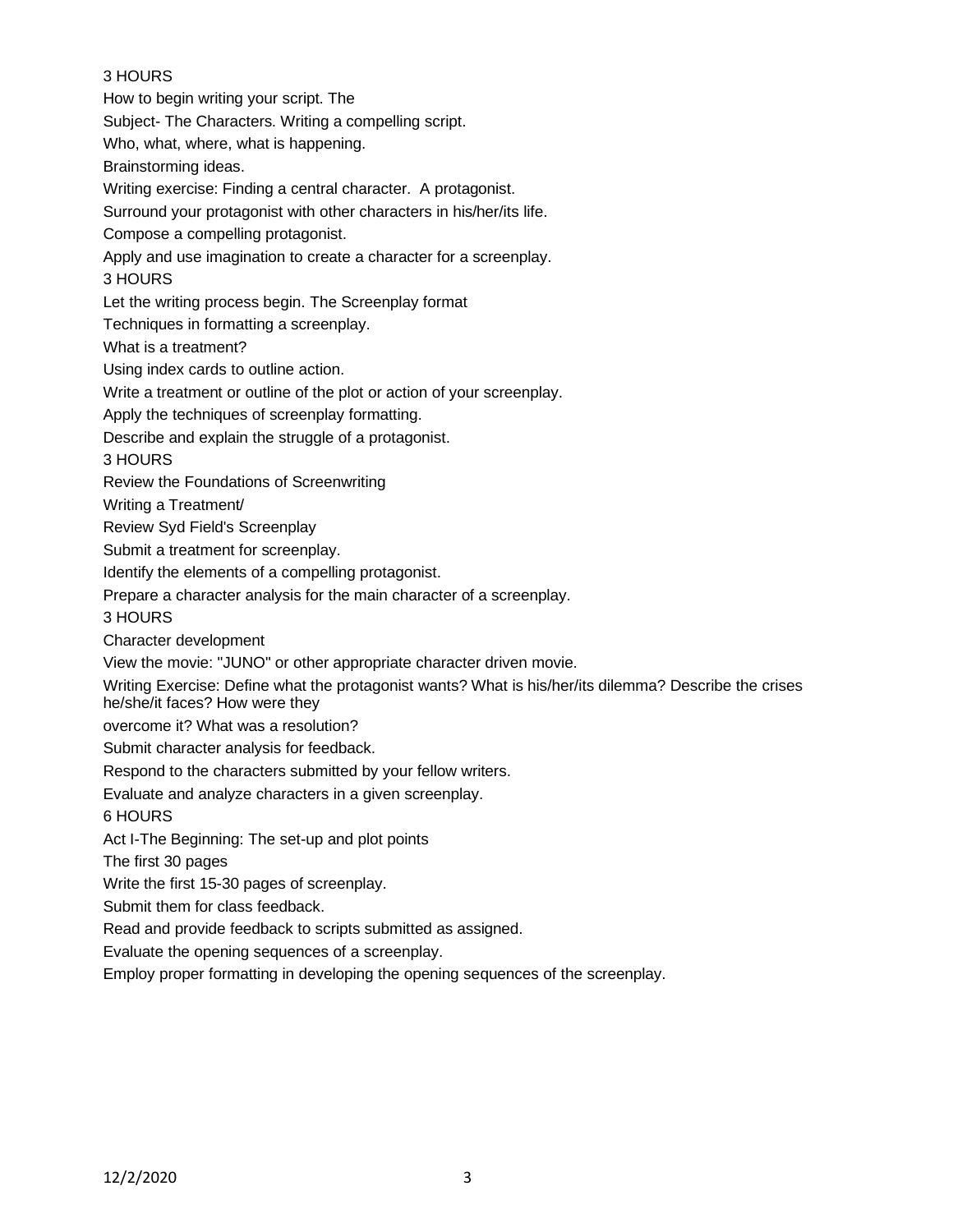3 HOURS

How to begin writing your script. The

Subject- The Characters. Writing a compelling script.

Who, what, where, what is happening.

Brainstorming ideas.

Writing exercise: Finding a central character. A protagonist.

Surround your protagonist with other characters in his/her/its life.

Compose a compelling protagonist.

Apply and use imagination to create a character for a screenplay.

3 HOURS

Let the writing process begin. The Screenplay format

Techniques in formatting a screenplay.

What is a treatment?

Using index cards to outline action.

Write a treatment or outline of the plot or action of your screenplay.

Apply the techniques of screenplay formatting.

Describe and explain the struggle of a protagonist.

3 HOURS

Review the Foundations of Screenwriting

Writing a Treatment/

Review Syd Field's Screenplay

Submit a treatment for screenplay.

Identify the elements of a compelling protagonist.

Prepare a character analysis for the main character of a screenplay.

3 HOURS

Character development

View the movie: "JUNO" or other appropriate character driven movie.

Writing Exercise: Define what the protagonist wants? What is his/her/its dilemma? Describe the crises he/she/it faces? How were they

overcome it? What was a resolution?

Submit character analysis for feedback.

Respond to the characters submitted by your fellow writers.

Evaluate and analyze characters in a given screenplay.

6 HOURS

Act I-The Beginning: The set-up and plot points

The first 30 pages

Write the first 15-30 pages of screenplay.

Submit them for class feedback.

Read and provide feedback to scripts submitted as assigned.

Evaluate the opening sequences of a screenplay.

Employ proper formatting in developing the opening sequences of the screenplay.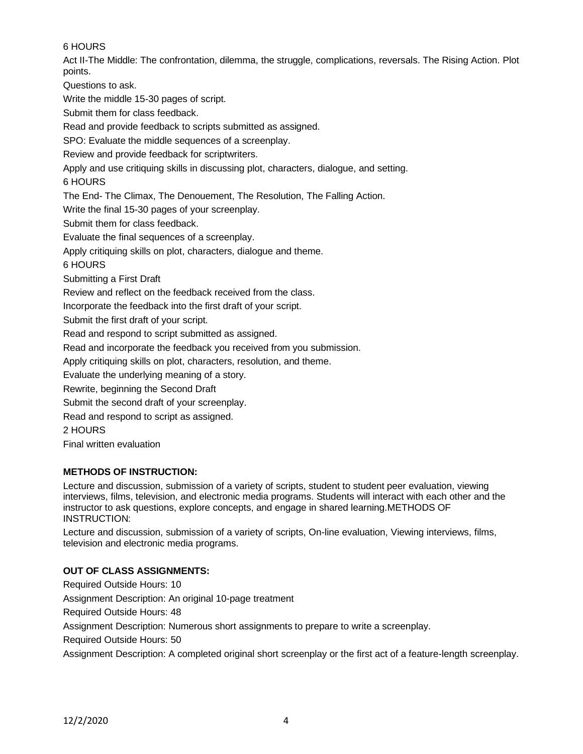6 HOURS

Act II-The Middle: The confrontation, dilemma, the struggle, complications, reversals. The Rising Action. Plot points.

Questions to ask.

Write the middle 15-30 pages of script.

Submit them for class feedback.

Read and provide feedback to scripts submitted as assigned.

SPO: Evaluate the middle sequences of a screenplay.

Review and provide feedback for scriptwriters.

Apply and use critiquing skills in discussing plot, characters, dialogue, and setting.

6 HOURS

The End- The Climax, The Denouement, The Resolution, The Falling Action.

Write the final 15-30 pages of your screenplay.

Submit them for class feedback.

Evaluate the final sequences of a screenplay.

Apply critiquing skills on plot, characters, dialogue and theme.

6 HOURS

Submitting a First Draft

Review and reflect on the feedback received from the class.

Incorporate the feedback into the first draft of your script.

Submit the first draft of your script.

Read and respond to script submitted as assigned.

Read and incorporate the feedback you received from you submission.

Apply critiquing skills on plot, characters, resolution, and theme.

Evaluate the underlying meaning of a story.

Rewrite, beginning the Second Draft

Submit the second draft of your screenplay.

Read and respond to script as assigned.

2 HOURS

Final written evaluation

**METHODS OF INSTRUCTION:**

Lecture and discussion, submission of a variety of scripts, student to student peer evaluation, viewing interviews, films, television, and electronic media programs. Students will interact with each other and the instructor to ask questions, explore concepts, and engage in shared learning.METHODS OF INSTRUCTION:

Lecture and discussion, submission of a variety of scripts, On-line evaluation, Viewing interviews, films, television and electronic media programs.

**OUT OF CLASS ASSIGNMENTS:**

Required Outside Hours: 10

Assignment Description: An original 10-page treatment

Required Outside Hours: 48

Assignment Description: Numerous short assignments to prepare to write a screenplay.

Required Outside Hours: 50

Assignment Description: A completed original short screenplay or the first act of a feature-length screenplay.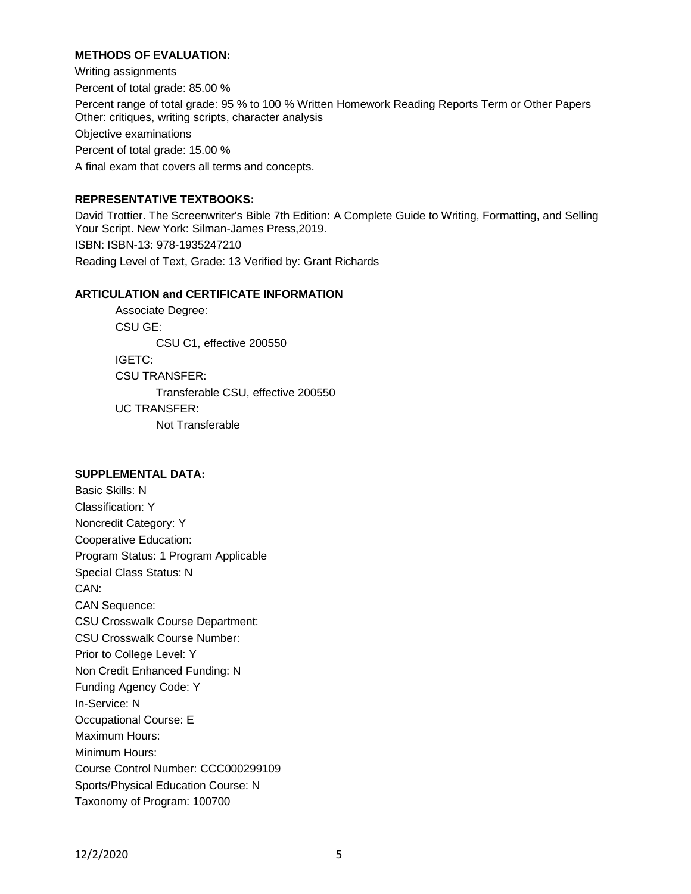**METHODS OF EVALUATION:**

Writing assignments

Percent of total grade: 85.00 %

Percent range of total grade: 95 % to 100 % Written Homework Reading Reports Term or Other Papers Other: critiques, writing scripts, character analysis

Objective examinations

Percent of total grade: 15.00 %

A final exam that covers all terms and concepts.

**REPRESENTATIVE TEXTBOOKS:**

David Trottier. The Screenwriter's Bible 7th Edition: A Complete Guide to Writing, Formatting, and Selling Your Script. New York: Silman-James Press,2019.

ISBN: ISBN-13: 978-1935247210

Reading Level of Text, Grade: 13 Verified by: Grant Richards

**ARTICULATION and CERTIFICATE INFORMATION**

Associate Degree:

CSU GE:

CSU C1, effective 200550

IGETC:

CSU TRANSFER:

Transferable CSU, effective 200550

UC TRANSFER:

Not Transferable

**SUPPLEMENTAL DATA:**

Basic Skills: N

Classification: Y

Noncredit Category: Y

Cooperative Education:

Program Status: 1 Program Applicable

Special Class Status: N

CAN:

CAN Sequence:

CSU Crosswalk Course Department:

CSU Crosswalk Course Number:

Prior to College Level: Y

Non Credit Enhanced Funding: N

Funding Agency Code: Y

In-Service: N

Occupational Course: E

Maximum Hours:

Minimum Hours:

Course Control Number: CCC000299109

Sports/Physical Education Course: N

Taxonomy of Program: 100700